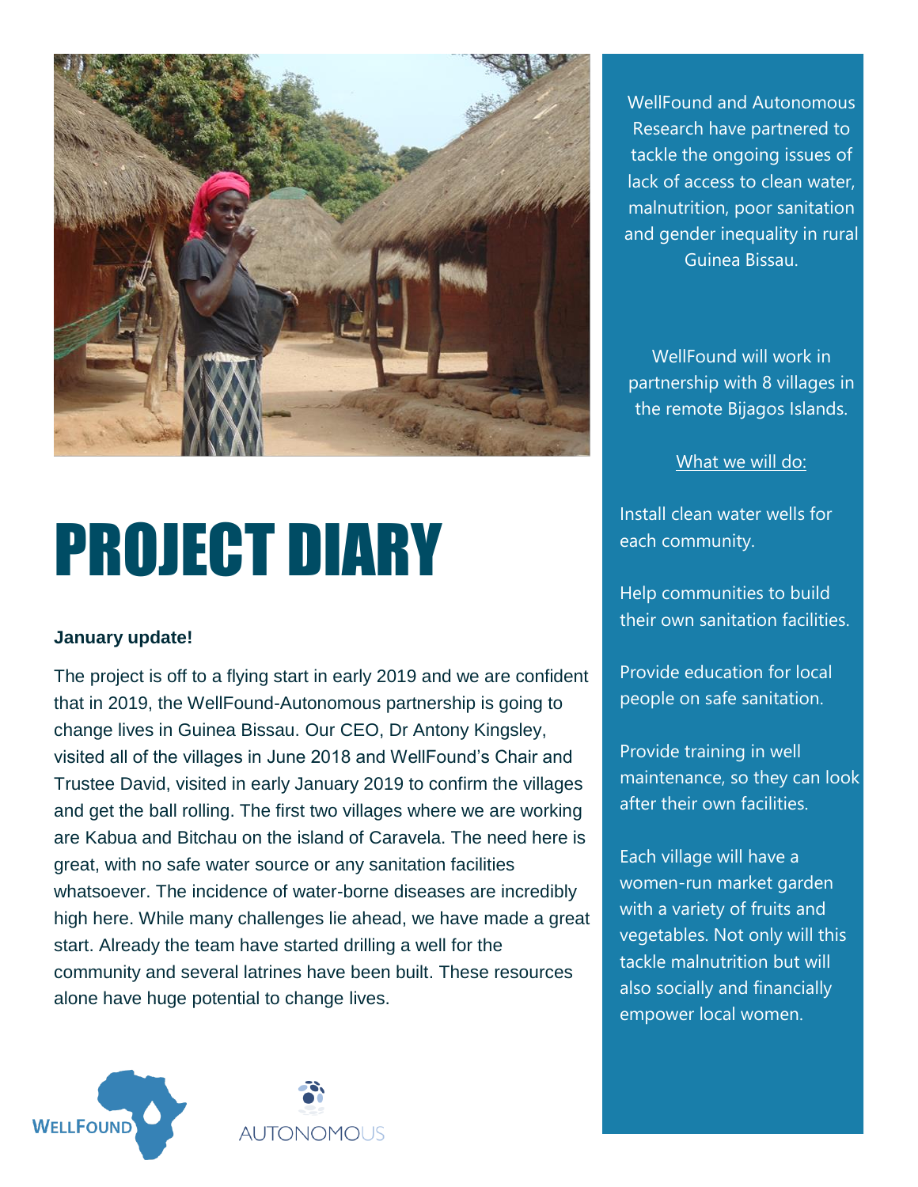# PROJECT DIARY

**January update!**

The project is off to a flying start in early 2019 and we are confident that in 2019, the WellFound-Autonomous partnership is going to change lives in Guinea Bissau. Our CEO, Dr Antony Kingsley, visited all of the villages in June 2018 and WellFound's Chair and Trustee David, visited in early January 2019 to confirm the villages and get the ball rolling. The first two villages where we are working are Kabua and Bitchau on the island of Caravela. The need here is great, with no safe water source or any sanitation facilities whatsoever. The incidence of water-borne diseases are incredibly high here. While many challenges lie ahead, we have made a great start. Already the team have started drilling a well for the community and several latrines have been built. These resources alone have huge potential to change lives.

WellFound and Autonomous Research have partnered to tackle the ongoing issues of lack of access to clean water, malnutrition, poor sanitation and gender inequality in rural Guinea Bissau.

WellFound will work in partnership with 8 villages in the remote Bijagos Islands.

What we will do:

Install clean water wells for each community.

Help communities to build their own sanitation facilities.

Provide education for local people on safe sanitation.

Provide training in well maintenance, so they can look after their own facilities.

Each village will have a women-run market garden with a variety of fruits and vegetables. Not only will this tackle malnutrition but will also socially and financially empower local women.

WELLFOUND

AUTONOMOUS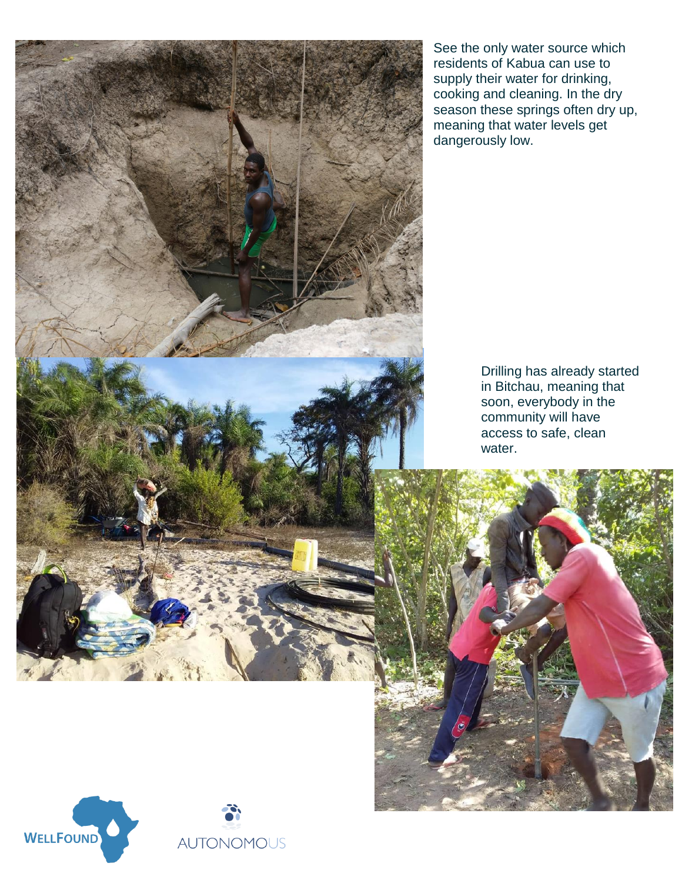See the only water source which residents of Kabua can use to supply their water for drinking, cooking and cleaning. In the dry season these springs often dry up, meaning that water levels get dangerously low.

Drilling has already started in Bitchau, meaning that soon, everybody in the community will have access to safe, clean water.

WELLFOUND

AUTONOMOUS